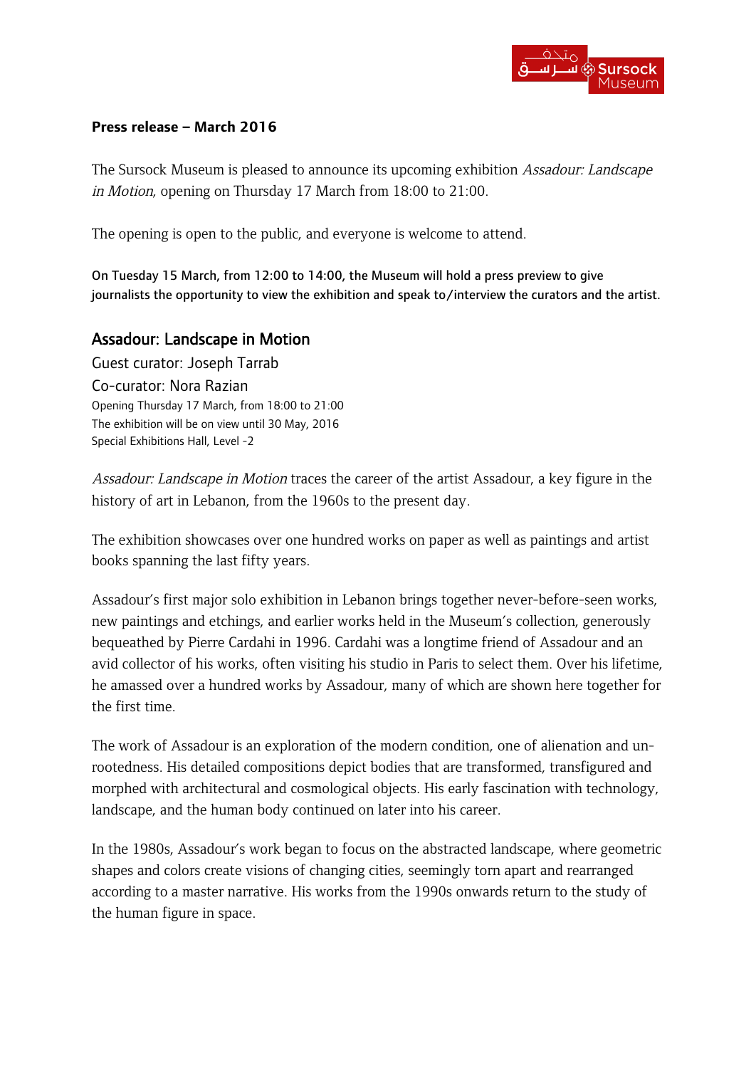**Press release – March 2016**

The Sursock Museum is pleased to announce its upcoming exhibition *Assadour: Landscape in Motion*, opening on Thursday 17 March from 18:00 to 21:00.

The opening is open to the public, and everyone is welcome to attend.

On Tuesday 15 March, from 12:00 to 14:00, the Museum will hold a press preview to give journalists the opportunity to view the exhibition and speak to/interview the curators and the artist.

## Assadour: Landscape in Motion

Guest curator: Joseph Tarrab
Co-curator: Nora Razian
Opening Thursday 17 March, from 18:00 to 21:00
The exhibition will be on view until 30 May, 2016
Special Exhibitions Hall, Level -2

*Assadour: Landscape in Motion* traces the career of the artist Assadour, a key figure in the history of art in Lebanon, from the 1960s to the present day.

The exhibition showcases over one hundred works on paper as well as paintings and artist books spanning the last fifty years.

Assadour's first major solo exhibition in Lebanon brings together never-before-seen works, new paintings and etchings, and earlier works held in the Museum's collection, generously bequeathed by Pierre Cardahi in 1996. Cardahi was a longtime friend of Assadour and an avid collector of his works, often visiting his studio in Paris to select them. Over his lifetime, he amassed over a hundred works by Assadour, many of which are shown here together for the first time.

The work of Assadour is an exploration of the modern condition, one of alienation and un-rootedness. His detailed compositions depict bodies that are transformed, transfigured and morphed with architectural and cosmological objects. His early fascination with technology, landscape, and the human body continued on later into his career.

In the 1980s, Assadour's work began to focus on the abstracted landscape, where geometric shapes and colors create visions of changing cities, seemingly torn apart and rearranged according to a master narrative. His works from the 1990s onwards return to the study of the human figure in space.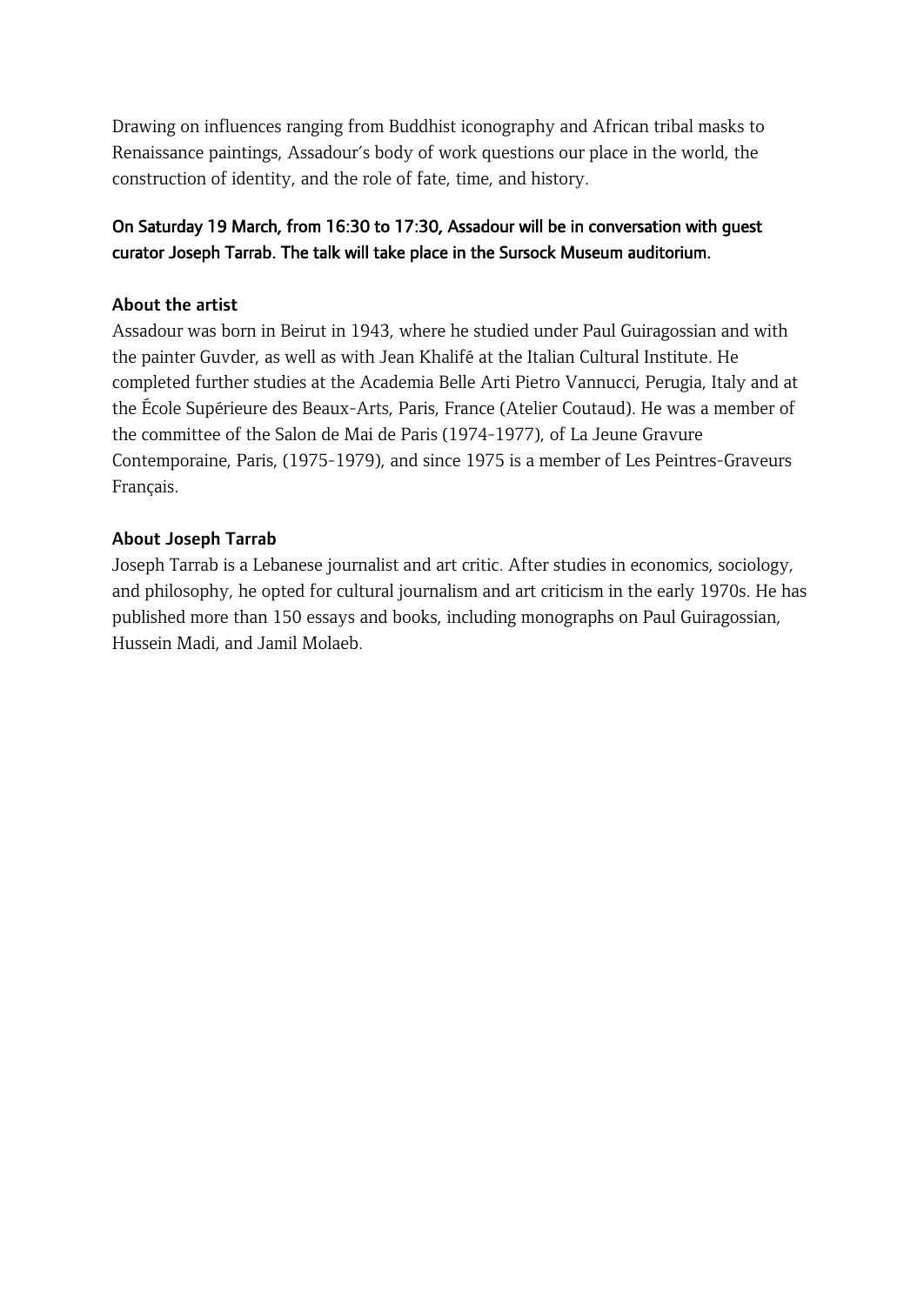Drawing on influences ranging from Buddhist iconography and African tribal masks to Renaissance paintings, Assadour's body of work questions our place in the world, the construction of identity, and the role of fate, time, and history.

**On Saturday 19 March, from 16:30 to 17:30, Assadour will be in conversation with guest curator Joseph Tarrab. The talk will take place in the Sursock Museum auditorium.**

**About the artist**

Assadour was born in Beirut in 1943, where he studied under Paul Guiragossian and with the painter Guvder, as well as with Jean Khalifé at the Italian Cultural Institute. He completed further studies at the Academia Belle Arti Pietro Vannucci, Perugia, Italy and at the École Supérieure des Beaux-Arts, Paris, France (Atelier Coutaud). He was a member of the committee of the Salon de Mai de Paris (1974-1977), of La Jeune Gravure Contemporaine, Paris, (1975-1979), and since 1975 is a member of Les Peintres-Graveurs Français.

**About Joseph Tarrab**

Joseph Tarrab is a Lebanese journalist and art critic. After studies in economics, sociology, and philosophy, he opted for cultural journalism and art criticism in the early 1970s. He has published more than 150 essays and books, including monographs on Paul Guiragossian, Hussein Madi, and Jamil Molaeb.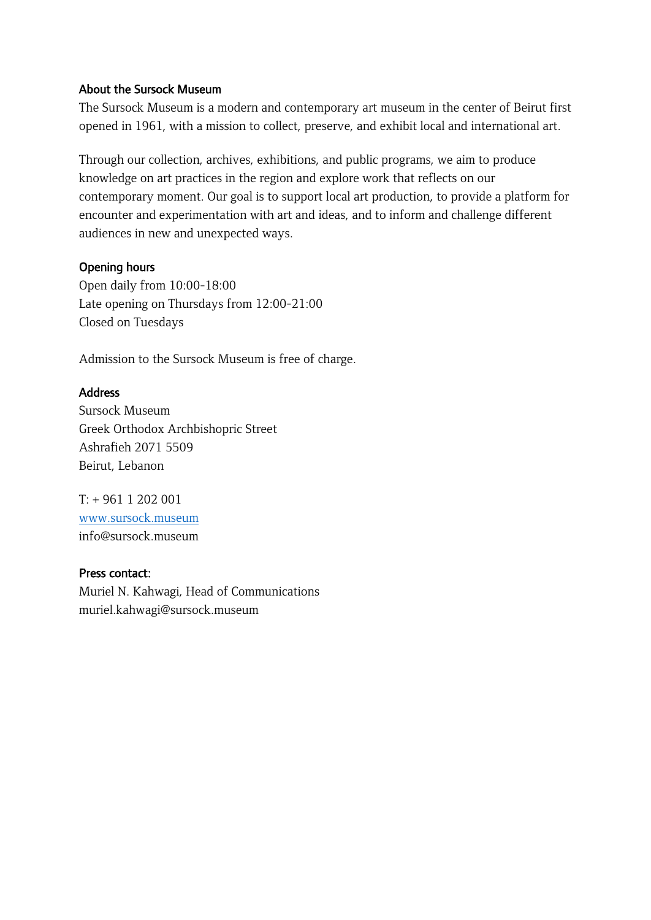### About the Sursock Museum

The Sursock Museum is a modern and contemporary art museum in the center of Beirut first opened in 1961, with a mission to collect, preserve, and exhibit local and international art.

Through our collection, archives, exhibitions, and public programs, we aim to produce knowledge on art practices in the region and explore work that reflects on our contemporary moment. Our goal is to support local art production, to provide a platform for encounter and experimentation with art and ideas, and to inform and challenge different audiences in new and unexpected ways.

### Opening hours

Open daily from 10:00-18:00
Late opening on Thursdays from 12:00-21:00
Closed on Tuesdays

Admission to the Sursock Museum is free of charge.

### Address

Sursock Museum
Greek Orthodox Archbishopric Street
Ashrafieh 2071 5509
Beirut, Lebanon

T: + 961 1 202 001
[www.sursock.museum](http://www.sursock.museum)
info@sursock.museum

### Press contact:

Muriel N. Kahwagi, Head of Communications
muriel.kahwagi@sursock.museum